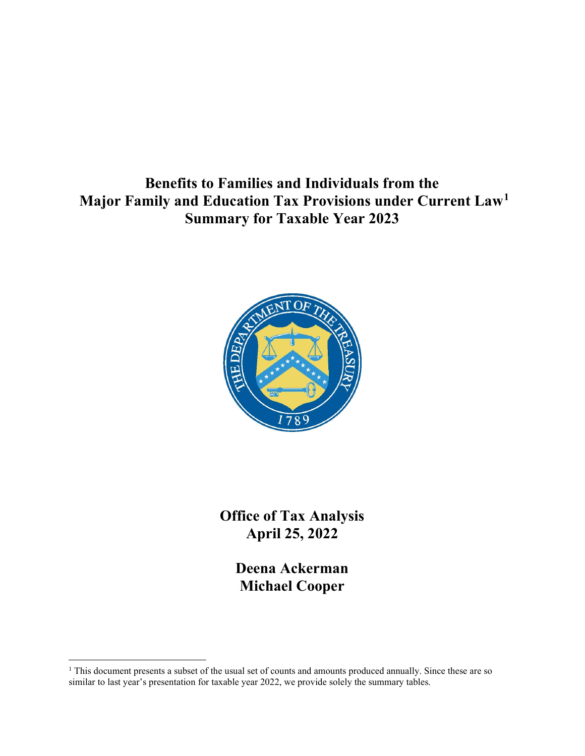# Benefits to Families and Individuals from the Major Family and Education Tax Provisions under Current Law[1] Summary for Taxable Year 2023

**Office of Tax Analysis**
**April 25, 2022**

**Deena Ackerman**
**Michael Cooper**

---

[1] This document presents a subset of the usual set of counts and amounts produced annually. Since these are so similar to last year's presentation for taxable year 2022, we provide solely the summary tables.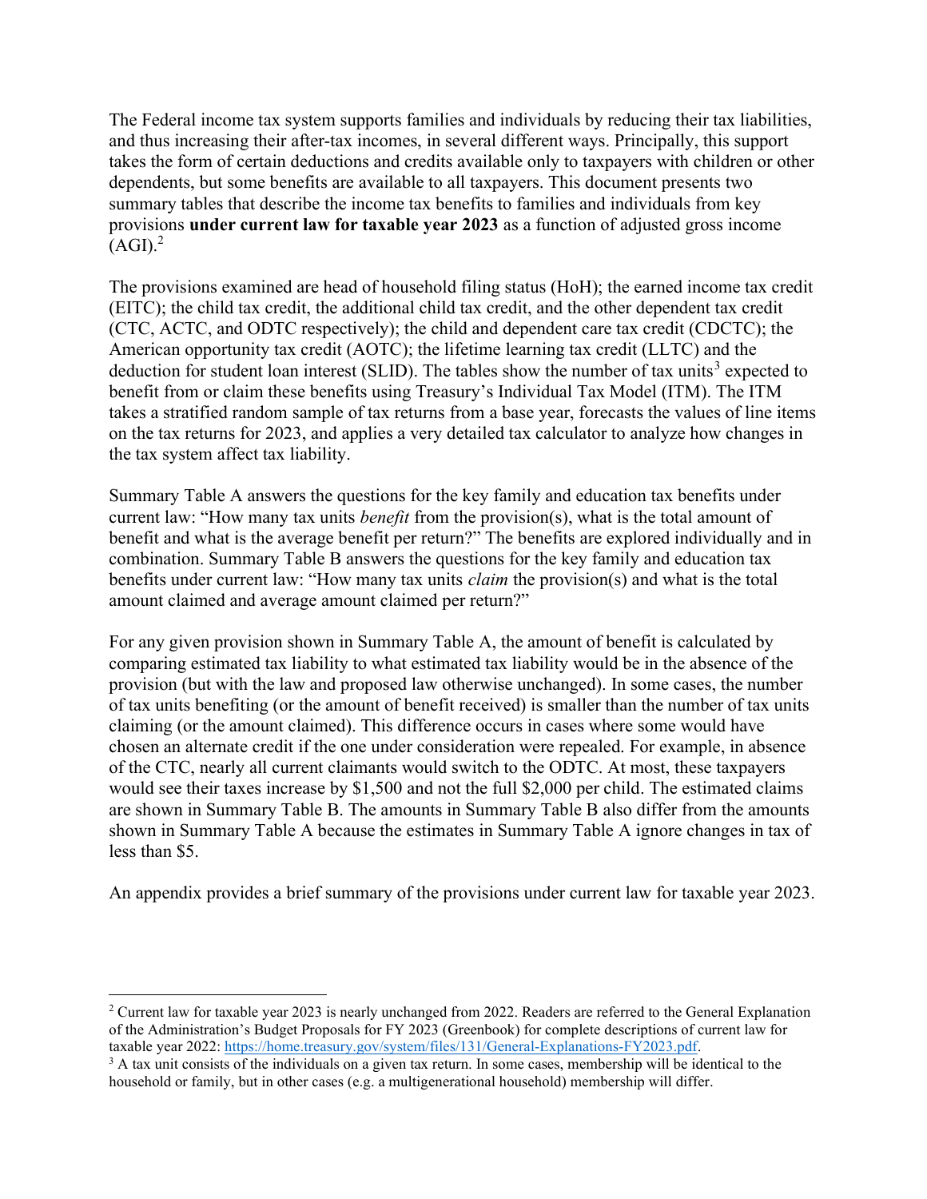The Federal income tax system supports families and individuals by reducing their tax liabilities, and thus increasing their after-tax incomes, in several different ways. Principally, this support takes the form of certain deductions and credits available only to taxpayers with children or other dependents, but some benefits are available to all taxpayers. This document presents two summary tables that describe the income tax benefits to families and individuals from key provisions **under current law for taxable year 2023** as a function of adjusted gross income (AGI).[2]

The provisions examined are head of household filing status (HoH); the earned income tax credit (EITC); the child tax credit, the additional child tax credit, and the other dependent tax credit (CTC, ACTC, and ODTC respectively); the child and dependent care tax credit (CDCTC); the American opportunity tax credit (AOTC); the lifetime learning tax credit (LLTC) and the deduction for student loan interest (SLID). The tables show the number of tax units[3] expected to benefit from or claim these benefits using Treasury's Individual Tax Model (ITM). The ITM takes a stratified random sample of tax returns from a base year, forecasts the values of line items on the tax returns for 2023, and applies a very detailed tax calculator to analyze how changes in the tax system affect tax liability.

Summary Table A answers the questions for the key family and education tax benefits under current law: "How many tax units *benefit* from the provision(s), what is the total amount of benefit and what is the average benefit per return?" The benefits are explored individually and in combination. Summary Table B answers the questions for the key family and education tax benefits under current law: "How many tax units *claim* the provision(s) and what is the total amount claimed and average amount claimed per return?"

For any given provision shown in Summary Table A, the amount of benefit is calculated by comparing estimated tax liability to what estimated tax liability would be in the absence of the provision (but with the law and proposed law otherwise unchanged). In some cases, the number of tax units benefiting (or the amount of benefit received) is smaller than the number of tax units claiming (or the amount claimed). This difference occurs in cases where some would have chosen an alternate credit if the one under consideration were repealed. For example, in absence of the CTC, nearly all current claimants would switch to the ODTC. At most, these taxpayers would see their taxes increase by $1,500 and not the full $2,000 per child. The estimated claims are shown in Summary Table B. The amounts in Summary Table B also differ from the amounts shown in Summary Table A because the estimates in Summary Table A ignore changes in tax of less than $5.

An appendix provides a brief summary of the provisions under current law for taxable year 2023.

---

[2] Current law for taxable year 2023 is nearly unchanged from 2022. Readers are referred to the General Explanation of the Administration's Budget Proposals for FY 2023 (Greenbook) for complete descriptions of current law for taxable year 2022: https://home.treasury.gov/system/files/131/General-Explanations-FY2023.pdf.

[3] A tax unit consists of the individuals on a given tax return. In some cases, membership will be identical to the household or family, but in other cases (e.g. a multigenerational household) membership will differ.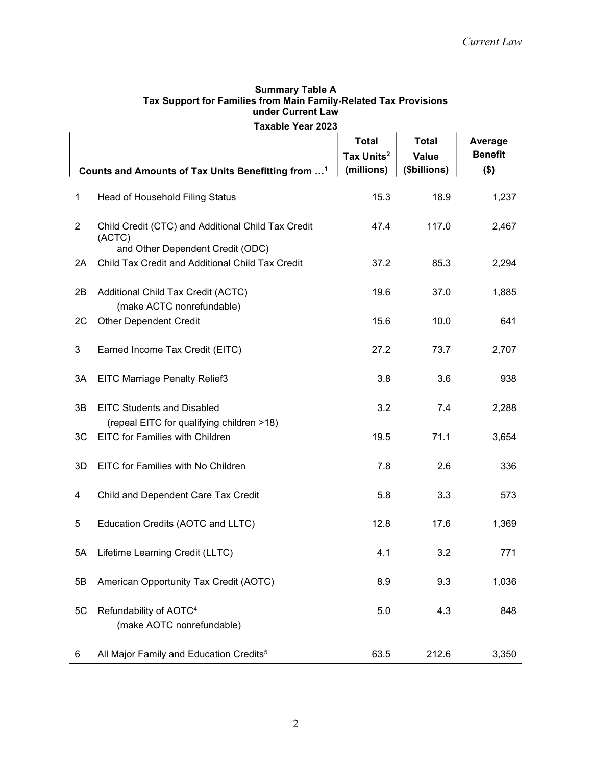**Summary Table A**
**Tax Support for Families from Main Family-Related Tax Provisions under Current Law**
**Taxable Year 2023**

| | Counts and Amounts of Tax Units Benefitting from …[1] | Total Tax Units[2] (millions) | Total Value ($billions) | Average Benefit ($) |
|---|---|---|---|---|
| 1 | Head of Household Filing Status | 15.3 | 18.9 | 1,237 |
| 2 | Child Credit (CTC) and Additional Child Tax Credit (ACTC) and Other Dependent Credit (ODC) | 47.4 | 117.0 | 2,467 |
| 2A | Child Tax Credit and Additional Child Tax Credit | 37.2 | 85.3 | 2,294 |
| 2B | Additional Child Tax Credit (ACTC) (make ACTC nonrefundable) | 19.6 | 37.0 | 1,885 |
| 2C | Other Dependent Credit | 15.6 | 10.0 | 641 |
| 3 | Earned Income Tax Credit (EITC) | 27.2 | 73.7 | 2,707 |
| 3A | EITC Marriage Penalty Relief3 | 3.8 | 3.6 | 938 |
| 3B | EITC Students and Disabled (repeal EITC for qualifying children >18) | 3.2 | 7.4 | 2,288 |
| 3C | EITC for Families with Children | 19.5 | 71.1 | 3,654 |
| 3D | EITC for Families with No Children | 7.8 | 2.6 | 336 |
| 4 | Child and Dependent Care Tax Credit | 5.8 | 3.3 | 573 |
| 5 | Education Credits (AOTC and LLTC) | 12.8 | 17.6 | 1,369 |
| 5A | Lifetime Learning Credit (LLTC) | 4.1 | 3.2 | 771 |
| 5B | American Opportunity Tax Credit (AOTC) | 8.9 | 9.3 | 1,036 |
| 5C | Refundability of AOTC[4] (make AOTC nonrefundable) | 5.0 | 4.3 | 848 |
| 6 | All Major Family and Education Credits[5] | 63.5 | 212.6 | 3,350 |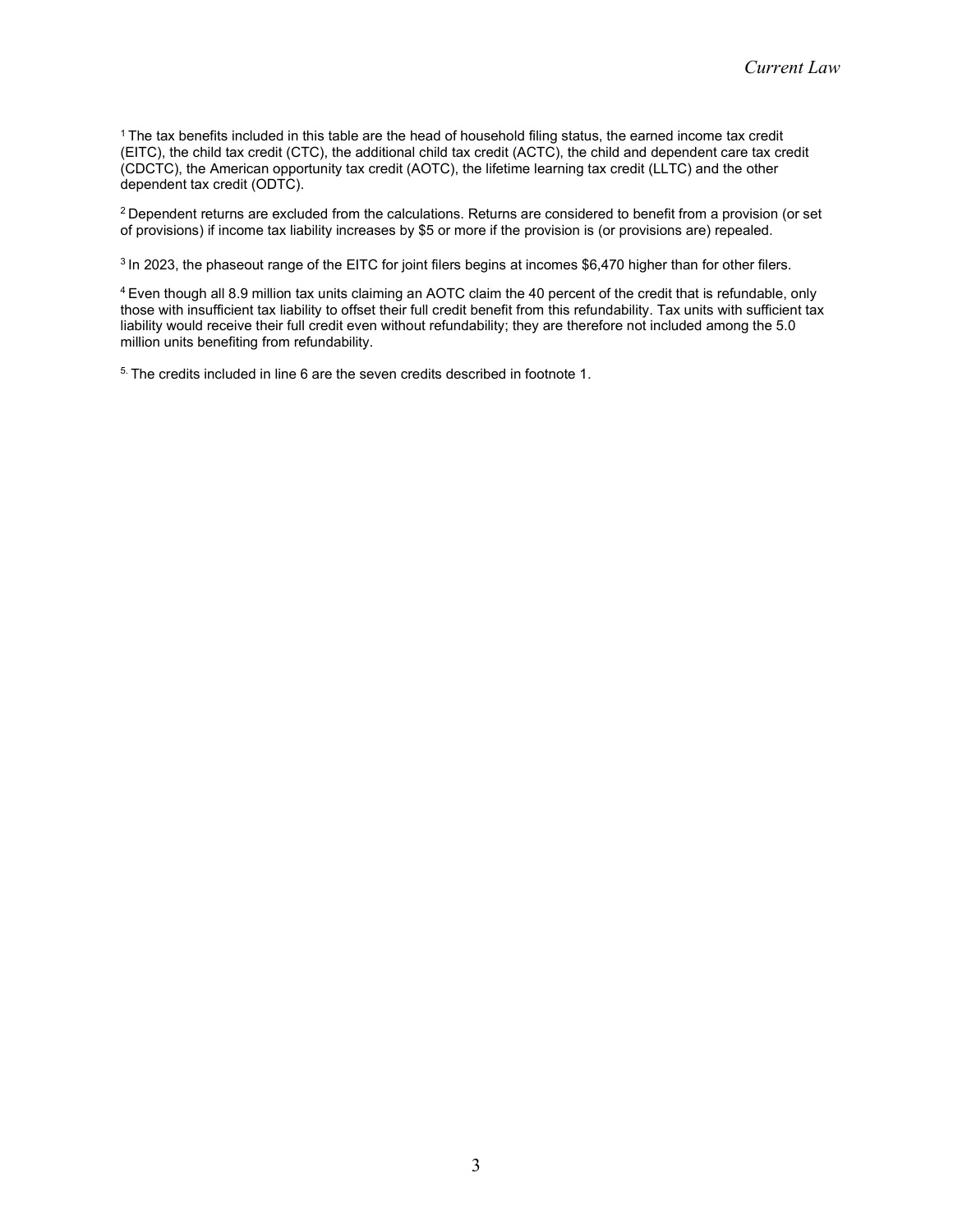[1] The tax benefits included in this table are the head of household filing status, the earned income tax credit (EITC), the child tax credit (CTC), the additional child tax credit (ACTC), the child and dependent care tax credit (CDCTC), the American opportunity tax credit (AOTC), the lifetime learning tax credit (LLTC) and the other dependent tax credit (ODTC).

[2] Dependent returns are excluded from the calculations. Returns are considered to benefit from a provision (or set of provisions) if income tax liability increases by $5 or more if the provision is (or provisions are) repealed.

[3] In 2023, the phaseout range of the EITC for joint filers begins at incomes $6,470 higher than for other filers.

[4] Even though all 8.9 million tax units claiming an AOTC claim the 40 percent of the credit that is refundable, only those with insufficient tax liability to offset their full credit benefit from this refundability. Tax units with sufficient tax liability would receive their full credit even without refundability; they are therefore not included among the 5.0 million units benefiting from refundability.

[5] The credits included in line 6 are the seven credits described in footnote 1.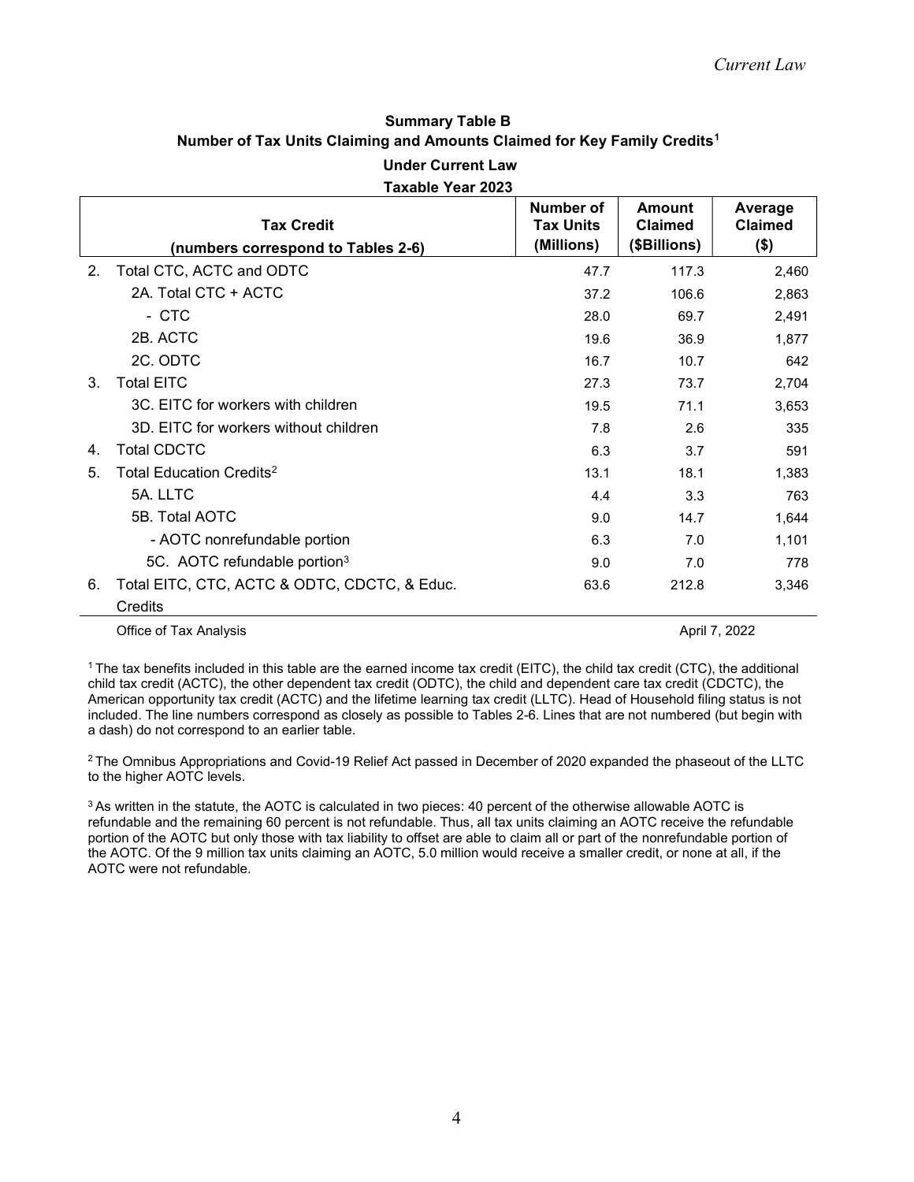## Summary Table B

## Number of Tax Units Claiming and Amounts Claimed for Key Family Credits[1]

### Under Current Law

### Taxable Year 2023

| | Tax Credit (numbers correspond to Tables 2-6) | Number of Tax Units (Millions) | Amount Claimed ($Billions) | Average Claimed ($) |
|---|---|---|---|---|
| 2. | Total CTC, ACTC and ODTC | 47.7 | 117.3 | 2,460 |
| | 2A. Total CTC + ACTC | 37.2 | 106.6 | 2,863 |
| | - CTC | 28.0 | 69.7 | 2,491 |
| | 2B. ACTC | 19.6 | 36.9 | 1,877 |
| | 2C. ODTC | 16.7 | 10.7 | 642 |
| 3. | Total EITC | 27.3 | 73.7 | 2,704 |
| | 3C. EITC for workers with children | 19.5 | 71.1 | 3,653 |
| | 3D. EITC for workers without children | 7.8 | 2.6 | 335 |
| 4. | Total CDCTC | 6.3 | 3.7 | 591 |
| 5. | Total Education Credits[2] | 13.1 | 18.1 | 1,383 |
| | 5A. LLTC | 4.4 | 3.3 | 763 |
| | 5B. Total AOTC | 9.0 | 14.7 | 1,644 |
| | - AOTC nonrefundable portion | 6.3 | 7.0 | 1,101 |
| | 5C. AOTC refundable portion[3] | 9.0 | 7.0 | 778 |
| 6. | Total EITC, CTC, ACTC & ODTC, CDCTC, & Educ. Credits | 63.6 | 212.8 | 3,346 |

Office of Tax Analysis April 7, 2022

[1] The tax benefits included in this table are the earned income tax credit (EITC), the child tax credit (CTC), the additional child tax credit (ACTC), the other dependent tax credit (ODTC), the child and dependent care tax credit (CDCTC), the American opportunity tax credit (ACTC) and the lifetime learning tax credit (LLTC). Head of Household filing status is not included. The line numbers correspond as closely as possible to Tables 2-6. Lines that are not numbered (but begin with a dash) do not correspond to an earlier table.

[2] The Omnibus Appropriations and Covid-19 Relief Act passed in December of 2020 expanded the phaseout of the LLTC to the higher AOTC levels.

[3] As written in the statute, the AOTC is calculated in two pieces: 40 percent of the otherwise allowable AOTC is refundable and the remaining 60 percent is not refundable. Thus, all tax units claiming an AOTC receive the refundable portion of the AOTC but only those with tax liability to offset are able to claim all or part of the nonrefundable portion of the AOTC. Of the 9 million tax units claiming an AOTC, 5.0 million would receive a smaller credit, or none at all, if the AOTC were not refundable.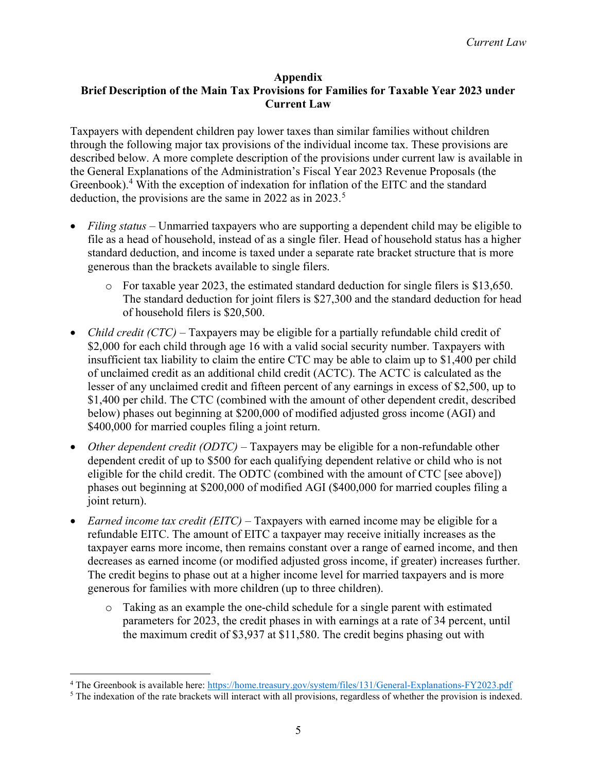## Appendix

## Brief Description of the Main Tax Provisions for Families for Taxable Year 2023 under Current Law

Taxpayers with dependent children pay lower taxes than similar families without children through the following major tax provisions of the individual income tax. These provisions are described below. A more complete description of the provisions under current law is available in the General Explanations of the Administration's Fiscal Year 2023 Revenue Proposals (the Greenbook).[4] With the exception of indexation for inflation of the EITC and the standard deduction, the provisions are the same in 2022 as in 2023.[5]

- *Filing status* – Unmarried taxpayers who are supporting a dependent child may be eligible to file as a head of household, instead of as a single filer. Head of household status has a higher standard deduction, and income is taxed under a separate rate bracket structure that is more generous than the brackets available to single filers.
    - For taxable year 2023, the estimated standard deduction for single filers is $13,650. The standard deduction for joint filers is $27,300 and the standard deduction for head of household filers is $20,500.
- *Child credit (CTC)* – Taxpayers may be eligible for a partially refundable child credit of $2,000 for each child through age 16 with a valid social security number. Taxpayers with insufficient tax liability to claim the entire CTC may be able to claim up to $1,400 per child of unclaimed credit as an additional child credit (ACTC). The ACTC is calculated as the lesser of any unclaimed credit and fifteen percent of any earnings in excess of $2,500, up to $1,400 per child. The CTC (combined with the amount of other dependent credit, described below) phases out beginning at $200,000 of modified adjusted gross income (AGI) and $400,000 for married couples filing a joint return.
- *Other dependent credit (ODTC)* – Taxpayers may be eligible for a non-refundable other dependent credit of up to $500 for each qualifying dependent relative or child who is not eligible for the child credit. The ODTC (combined with the amount of CTC [see above]) phases out beginning at $200,000 of modified AGI ($400,000 for married couples filing a joint return).
- *Earned income tax credit (EITC)* – Taxpayers with earned income may be eligible for a refundable EITC. The amount of EITC a taxpayer may receive initially increases as the taxpayer earns more income, then remains constant over a range of earned income, and then decreases as earned income (or modified adjusted gross income, if greater) increases further. The credit begins to phase out at a higher income level for married taxpayers and is more generous for families with more children (up to three children).
    - Taking as an example the one-child schedule for a single parent with estimated parameters for 2023, the credit phases in with earnings at a rate of 34 percent, until the maximum credit of $3,937 at $11,580. The credit begins phasing out with

[4] The Greenbook is available here: https://home.treasury.gov/system/files/131/General-Explanations-FY2023.pdf

[5] The indexation of the rate brackets will interact with all provisions, regardless of whether the provision is indexed.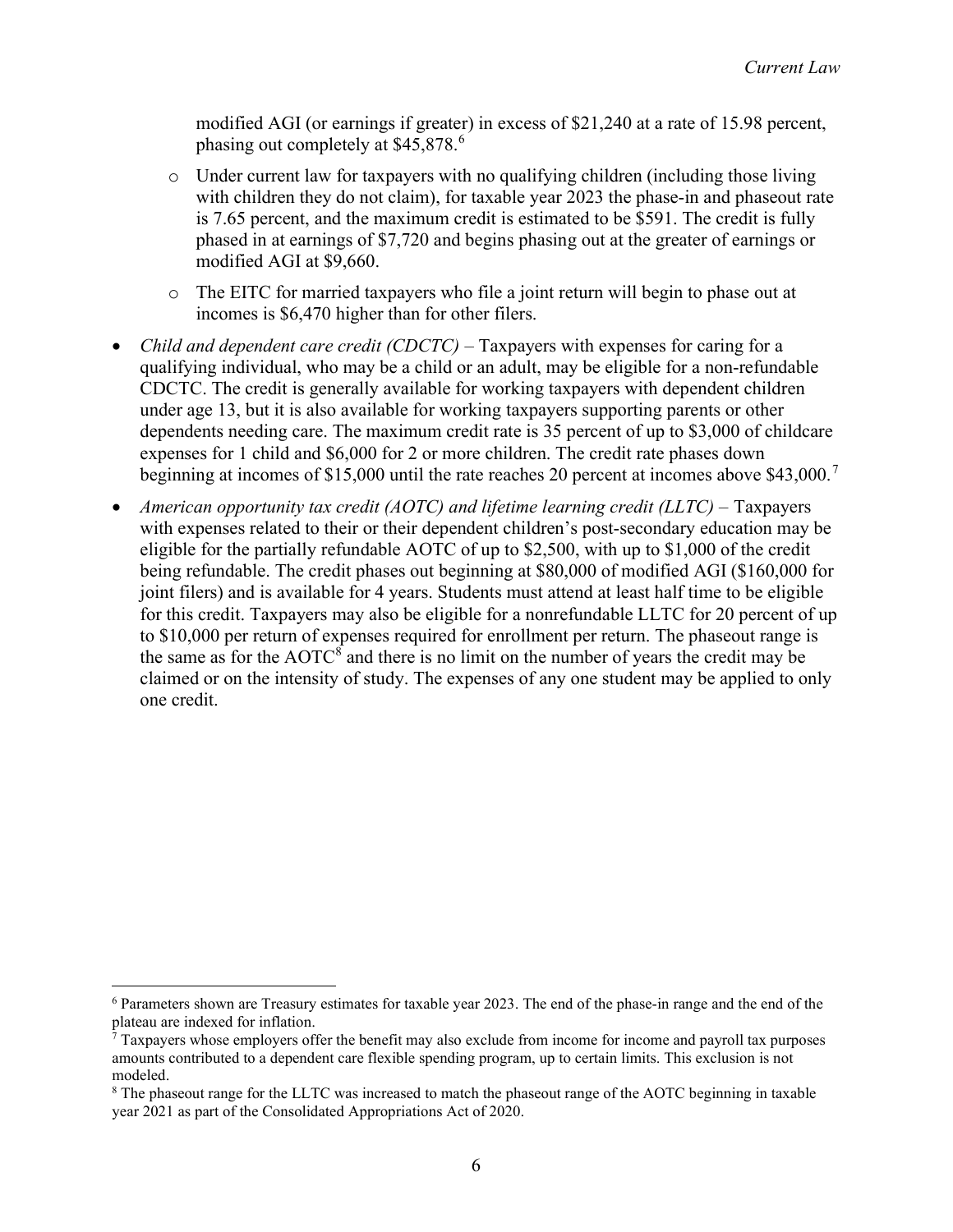modified AGI (or earnings if greater) in excess of $21,240 at a rate of 15.98 percent, phasing out completely at $45,878.[6]

  - Under current law for taxpayers with no qualifying children (including those living with children they do not claim), for taxable year 2023 the phase-in and phaseout rate is 7.65 percent, and the maximum credit is estimated to be $591. The credit is fully phased in at earnings of $7,720 and begins phasing out at the greater of earnings or modified AGI at $9,660.
  - The EITC for married taxpayers who file a joint return will begin to phase out at incomes is $6,470 higher than for other filers.

- *Child and dependent care credit (CDCTC)* – Taxpayers with expenses for caring for a qualifying individual, who may be a child or an adult, may be eligible for a non-refundable CDCTC. The credit is generally available for working taxpayers with dependent children under age 13, but it is also available for working taxpayers supporting parents or other dependents needing care. The maximum credit rate is 35 percent of up to $3,000 of childcare expenses for 1 child and $6,000 for 2 or more children. The credit rate phases down beginning at incomes of $15,000 until the rate reaches 20 percent at incomes above $43,000.[7]
- *American opportunity tax credit (AOTC) and lifetime learning credit (LLTC)* – Taxpayers with expenses related to their or their dependent children's post-secondary education may be eligible for the partially refundable AOTC of up to $2,500, with up to $1,000 of the credit being refundable. The credit phases out beginning at $80,000 of modified AGI ($160,000 for joint filers) and is available for 4 years. Students must attend at least half time to be eligible for this credit. Taxpayers may also be eligible for a nonrefundable LLTC for 20 percent of up to $10,000 per return of expenses required for enrollment per return. The phaseout range is the same as for the AOTC[8] and there is no limit on the number of years the credit may be claimed or on the intensity of study. The expenses of any one student may be applied to only one credit.

---

[6] Parameters shown are Treasury estimates for taxable year 2023. The end of the phase-in range and the end of the plateau are indexed for inflation.

[7] Taxpayers whose employers offer the benefit may also exclude from income for income and payroll tax purposes amounts contributed to a dependent care flexible spending program, up to certain limits. This exclusion is not modeled.

[8] The phaseout range for the LLTC was increased to match the phaseout range of the AOTC beginning in taxable year 2021 as part of the Consolidated Appropriations Act of 2020.